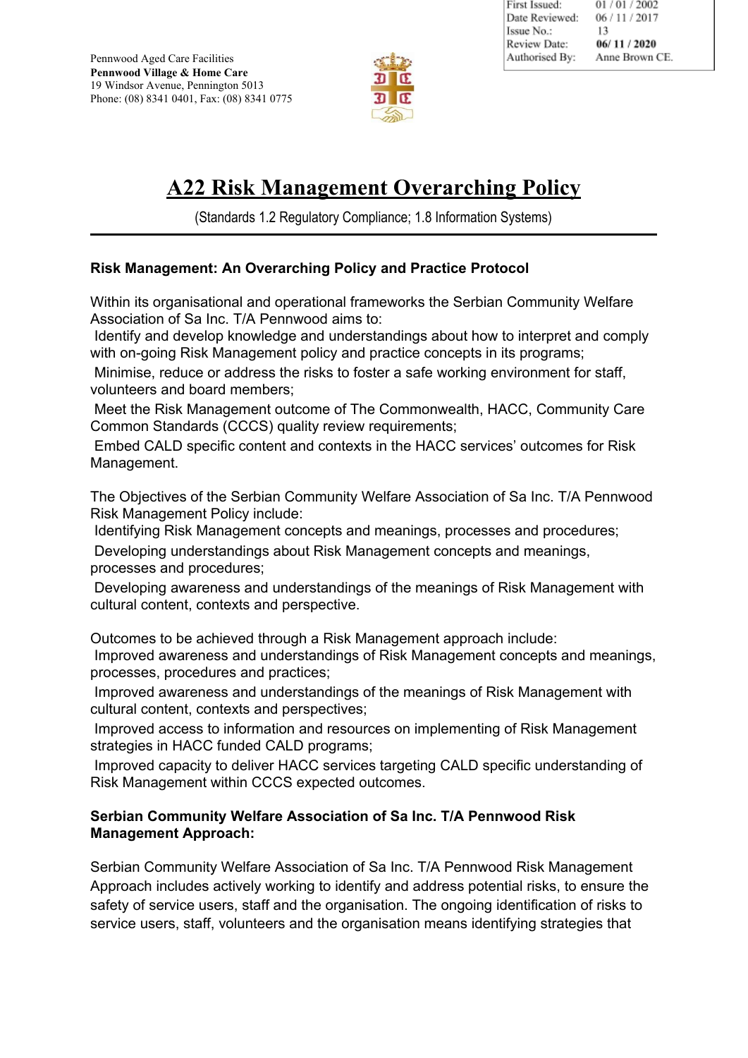Pennwood Aged Care Facilities
**Pennwood Village & Home Care**
19 Windsor Avenue, Pennington 5013
Phone: (08) 8341 0401, Fax: (08) 8341 0775

| | |
|---|---|
| First Issued: | 01 / 01 / 2002 |
| Date Reviewed: | 06 / 11 / 2017 |
| Issue No.: | 13 |
| Review Date: | **06/ 11 / 2020** |
| Authorised By: | Anne Brown CE. |

# A22 Risk Management Overarching Policy

(Standards 1.2 Regulatory Compliance; 1.8 Information Systems)

---

**Risk Management: An Overarching Policy and Practice Protocol**

Within its organisational and operational frameworks the Serbian Community Welfare Association of Sa Inc. T/A Pennwood aims to:

- Identify and develop knowledge and understandings about how to interpret and comply with on-going Risk Management policy and practice concepts in its programs;
- Minimise, reduce or address the risks to foster a safe working environment for staff, volunteers and board members;
- Meet the Risk Management outcome of The Commonwealth, HACC, Community Care Common Standards (CCCS) quality review requirements;
- Embed CALD specific content and contexts in the HACC services' outcomes for Risk Management.

The Objectives of the Serbian Community Welfare Association of Sa Inc. T/A Pennwood Risk Management Policy include:

- Identifying Risk Management concepts and meanings, processes and procedures;
- Developing understandings about Risk Management concepts and meanings, processes and procedures;
- Developing awareness and understandings of the meanings of Risk Management with cultural content, contexts and perspective.

Outcomes to be achieved through a Risk Management approach include:

- Improved awareness and understandings of Risk Management concepts and meanings, processes, procedures and practices;
- Improved awareness and understandings of the meanings of Risk Management with cultural content, contexts and perspectives;
- Improved access to information and resources on implementing of Risk Management strategies in HACC funded CALD programs;
- Improved capacity to deliver HACC services targeting CALD specific understanding of Risk Management within CCCS expected outcomes.

**Serbian Community Welfare Association of Sa Inc. T/A Pennwood Risk Management Approach:**

Serbian Community Welfare Association of Sa Inc. T/A Pennwood Risk Management Approach includes actively working to identify and address potential risks, to ensure the safety of service users, staff and the organisation. The ongoing identification of risks to service users, staff, volunteers and the organisation means identifying strategies that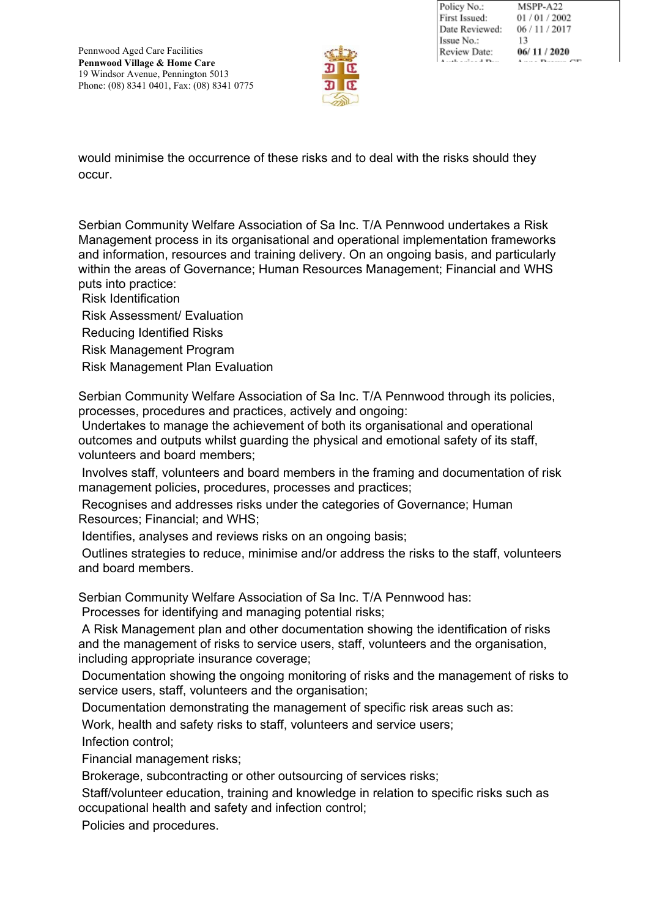would minimise the occurrence of these risks and to deal with the risks should they occur.

Serbian Community Welfare Association of Sa Inc. T/A Pennwood undertakes a Risk Management process in its organisational and operational implementation frameworks and information, resources and training delivery. On an ongoing basis, and particularly within the areas of Governance; Human Resources Management; Financial and WHS puts into practice:

- Risk Identification
- Risk Assessment/ Evaluation
- Reducing Identified Risks
- Risk Management Program
- Risk Management Plan Evaluation

Serbian Community Welfare Association of Sa Inc. T/A Pennwood through its policies, processes, procedures and practices, actively and ongoing:

- Undertakes to manage the achievement of both its organisational and operational outcomes and outputs whilst guarding the physical and emotional safety of its staff, volunteers and board members;
- Involves staff, volunteers and board members in the framing and documentation of risk management policies, procedures, processes and practices;
- Recognises and addresses risks under the categories of Governance; Human Resources; Financial; and WHS;
- Identifies, analyses and reviews risks on an ongoing basis;
- Outlines strategies to reduce, minimise and/or address the risks to the staff, volunteers and board members.

Serbian Community Welfare Association of Sa Inc. T/A Pennwood has:

- Processes for identifying and managing potential risks;
- A Risk Management plan and other documentation showing the identification of risks and the management of risks to service users, staff, volunteers and the organisation, including appropriate insurance coverage;
- Documentation showing the ongoing monitoring of risks and the management of risks to service users, staff, volunteers and the organisation;
- Documentation demonstrating the management of specific risk areas such as:
- Work, health and safety risks to staff, volunteers and service users;
- Infection control;
- Financial management risks;
- Brokerage, subcontracting or other outsourcing of services risks;
- Staff/volunteer education, training and knowledge in relation to specific risks such as occupational health and safety and infection control;
- Policies and procedures.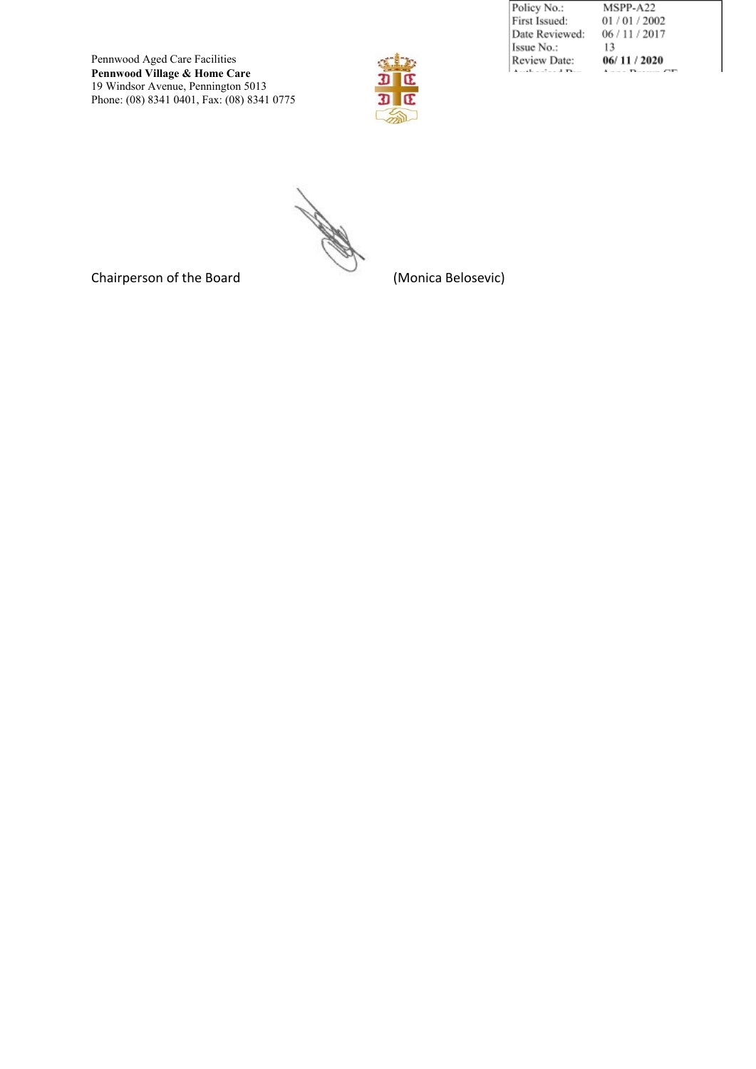Pennwood Aged Care Facilities
**Pennwood Village & Home Care**
19 Windsor Avenue, Pennington 5013
Phone: (08) 8341 0401, Fax: (08) 8341 0775

| | |
|---|---|
| Policy No.: | MSPP-A22 |
| First Issued: | 01 / 01 / 2002 |
| Date Reviewed: | 06 / 11 / 2017 |
| Issue No.: | 13 |
| Review Date: | **06/ 11 / 2020** |

Chairperson of the Board (Monica Belosevic)